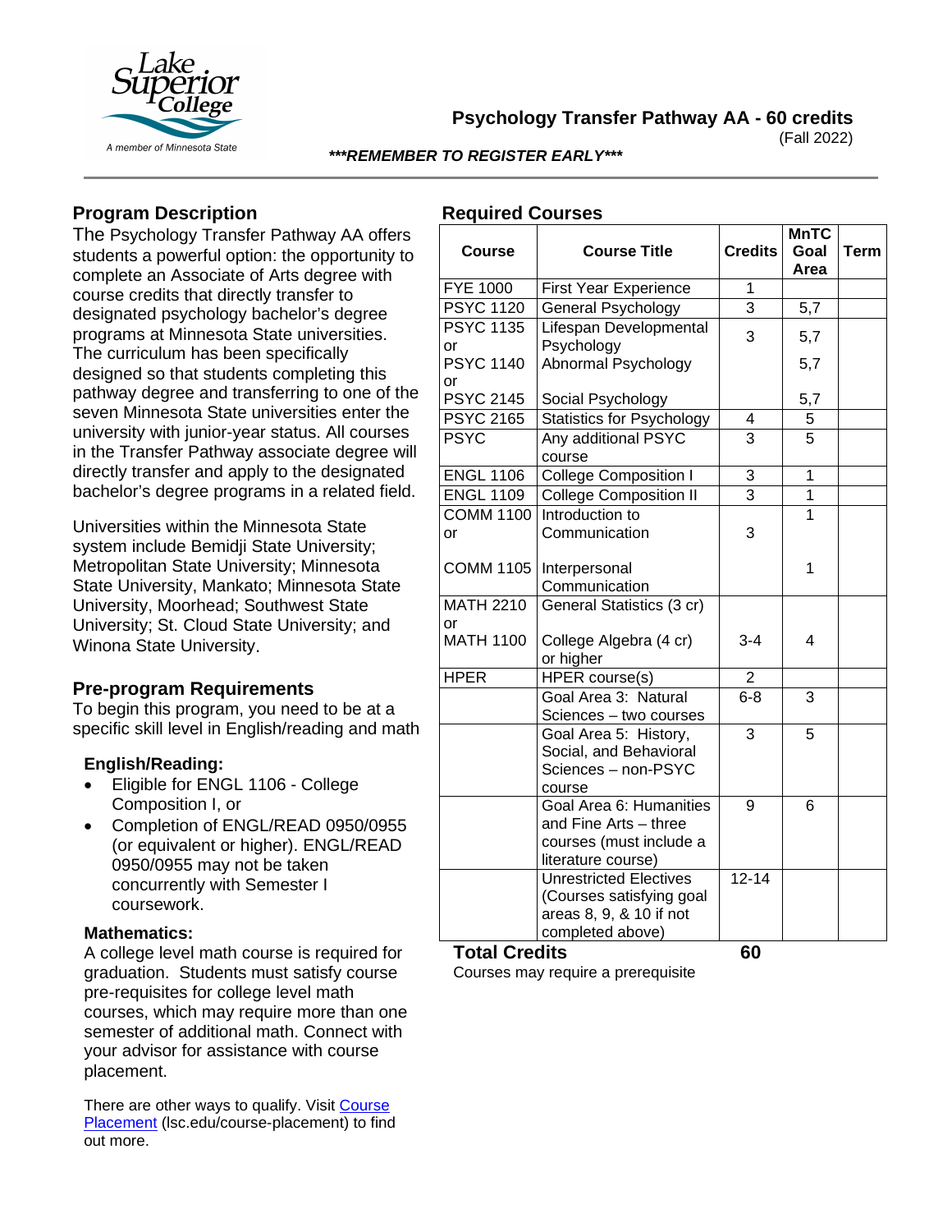# Psychology Transfer Pathway AA - 60 credits

(Fall 2022)

***REMEMBER TO REGISTER EARLY***

## Program Description

The Psychology Transfer Pathway AA offers students a powerful option: the opportunity to complete an Associate of Arts degree with course credits that directly transfer to designated psychology bachelor's degree programs at Minnesota State universities. The curriculum has been specifically designed so that students completing this pathway degree and transferring to one of the seven Minnesota State universities enter the university with junior-year status. All courses in the Transfer Pathway associate degree will directly transfer and apply to the designated bachelor's degree programs in a related field.

Universities within the Minnesota State system include Bemidji State University; Metropolitan State University; Minnesota State University, Mankato; Minnesota State University, Moorhead; Southwest State University; St. Cloud State University; and Winona State University.

## Pre-program Requirements

To begin this program, you need to be at a specific skill level in English/reading and math

### English/Reading:

- Eligible for ENGL 1106 - College Composition I, or
- Completion of ENGL/READ 0950/0955 (or equivalent or higher). ENGL/READ 0950/0955 may not be taken concurrently with Semester I coursework.

### Mathematics:

A college level math course is required for graduation. Students must satisfy course pre-requisites for college level math courses, which may require more than one semester of additional math. Connect with your advisor for assistance with course placement.

There are other ways to qualify. Visit Course Placement (lsc.edu/course-placement) to find out more.

## Required Courses

| Course | Course Title | Credits | MnTC Goal Area | Term |
|---|---|---|---|---|
| FYE 1000 | First Year Experience | 1 | | |
| PSYC 1120 | General Psychology | 3 | 5,7 | |
| PSYC 1135 or<br>PSYC 1140 or<br>PSYC 2145 | Lifespan Developmental Psychology<br>Abnormal Psychology<br>Social Psychology | 3 | 5,7<br>5,7<br>5,7 | |
| PSYC 2165 | Statistics for Psychology | 4 | 5 | |
| PSYC | Any additional PSYC course | 3 | 5 | |
| ENGL 1106 | College Composition I | 3 | 1 | |
| ENGL 1109 | College Composition II | 3 | 1 | |
| COMM 1100 or<br>COMM 1105 | Introduction to Communication<br>Interpersonal Communication | 3 | 1<br>1 | |
| MATH 2210 or<br>MATH 1100 | General Statistics (3 cr)<br>College Algebra (4 cr) or higher | 3-4 | 4 | |
| HPER | HPER course(s) | 2 | | |
| | Goal Area 3: Natural Sciences – two courses | 6-8 | 3 | |
| | Goal Area 5: History, Social, and Behavioral Sciences – non-PSYC course | 3 | 5 | |
| | Goal Area 6: Humanities and Fine Arts – three courses (must include a literature course) | 9 | 6 | |
| | Unrestricted Electives (Courses satisfying goal areas 8, 9, & 10 if not completed above) | 12-14 | | |
| **Total Credits** | | **60** | | |

Courses may require a prerequisite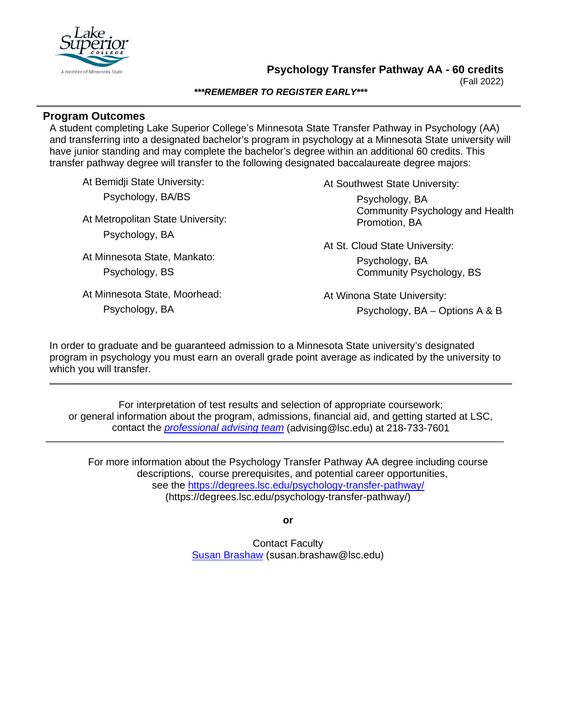## Psychology Transfer Pathway AA - 60 credits

(Fall 2022)

***REMEMBER TO REGISTER EARLY***

### Program Outcomes

A student completing Lake Superior College's Minnesota State Transfer Pathway in Psychology (AA) and transferring into a designated bachelor's program in psychology at a Minnesota State university will have junior standing and may complete the bachelor's degree within an additional 60 credits. This transfer pathway degree will transfer to the following designated baccalaureate degree majors:

At Bemidji State University:
- Psychology, BA/BS

At Metropolitan State University:
- Psychology, BA

At Minnesota State, Mankato:
- Psychology, BS

At Minnesota State, Moorhead:
- Psychology, BA

At Southwest State University:
- Psychology, BA
- Community Psychology and Health Promotion, BA

At St. Cloud State University:
- Psychology, BA
- Community Psychology, BS

At Winona State University:
- Psychology, BA – Options A & B

In order to graduate and be guaranteed admission to a Minnesota State university's designated program in psychology you must earn an overall grade point average as indicated by the university to which you will transfer.

---

For interpretation of test results and selection of appropriate coursework; or general information about the program, admissions, financial aid, and getting started at LSC, contact the *professional advising team* (advising@lsc.edu) at 218-733-7601

---

For more information about the Psychology Transfer Pathway AA degree including course descriptions, course prerequisites, and potential career opportunities, see the https://degrees.lsc.edu/psychology-transfer-pathway/ (https://degrees.lsc.edu/psychology-transfer-pathway/)

**or**

Contact Faculty
Susan Brashaw (susan.brashaw@lsc.edu)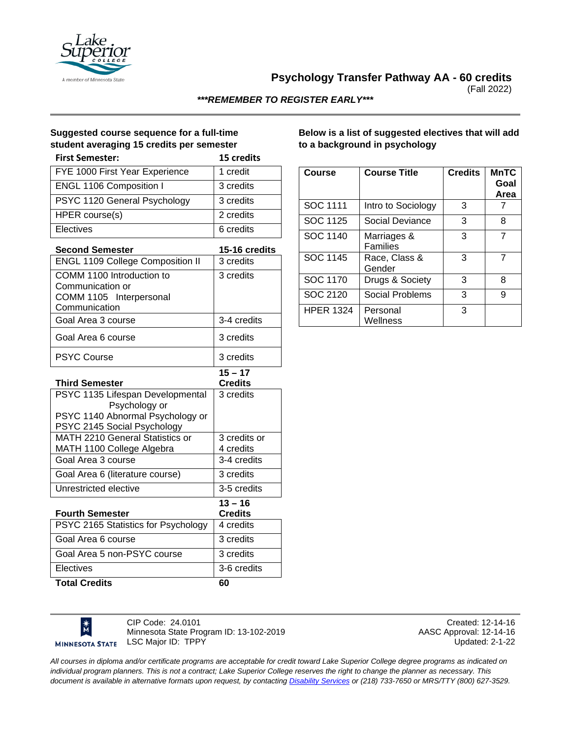# Psychology Transfer Pathway AA - 60 credits

(Fall 2022)

***REMEMBER TO REGISTER EARLY***

**Suggested course sequence for a full-time student averaging 15 credits per semester**

| **First Semester:** | **15 credits** |
|---|---|
| FYE 1000 First Year Experience | 1 credit |
| ENGL 1106 Composition I | 3 credits |
| PSYC 1120 General Psychology | 3 credits |
| HPER course(s) | 2 credits |
| Electives | 6 credits |

| **Second Semester** | **15-16 credits** |
|---|---|
| ENGL 1109 College Composition II | 3 credits |
| COMM 1100 Introduction to Communication or COMM 1105 Interpersonal Communication | 3 credits |
| Goal Area 3 course | 3-4 credits |
| Goal Area 6 course | 3 credits |
| PSYC Course | 3 credits |

| **Third Semester** | **15 – 17 Credits** |
|---|---|
| PSYC 1135 Lifespan Developmental Psychology or PSYC 1140 Abnormal Psychology or PSYC 2145 Social Psychology | 3 credits |
| MATH 2210 General Statistics or MATH 1100 College Algebra | 3 credits or 4 credits |
| Goal Area 3 course | 3-4 credits |
| Goal Area 6 (literature course) | 3 credits |
| Unrestricted elective | 3-5 credits |

| **Fourth Semester** | **13 – 16 Credits** |
|---|---|
| PSYC 2165 Statistics for Psychology | 4 credits |
| Goal Area 6 course | 3 credits |
| Goal Area 5 non-PSYC course | 3 credits |
| Electives | 3-6 credits |
| **Total Credits** | **60** |

**Below is a list of suggested electives that will add to a background in psychology**

| Course | Course Title | Credits | MnTC Goal Area |
|---|---|---|---|
| SOC 1111 | Intro to Sociology | 3 | 7 |
| SOC 1125 | Social Deviance | 3 | 8 |
| SOC 1140 | Marriages & Families | 3 | 7 |
| SOC 1145 | Race, Class & Gender | 3 | 7 |
| SOC 1170 | Drugs & Society | 3 | 8 |
| SOC 2120 | Social Problems | 3 | 9 |
| HPER 1324 | Personal Wellness | 3 | |

CIP Code: 24.0101
Minnesota State Program ID: 13-102-2019
LSC Major ID: TPPY

Created: 12-14-16
AASC Approval: 12-14-16
Updated: 2-1-22

*All courses in diploma and/or certificate programs are acceptable for credit toward Lake Superior College degree programs as indicated on individual program planners. This is not a contract; Lake Superior College reserves the right to change the planner as necessary. This document is available in alternative formats upon request, by contacting Disability Services or (218) 733-7650 or MRS/TTY (800) 627-3529.*